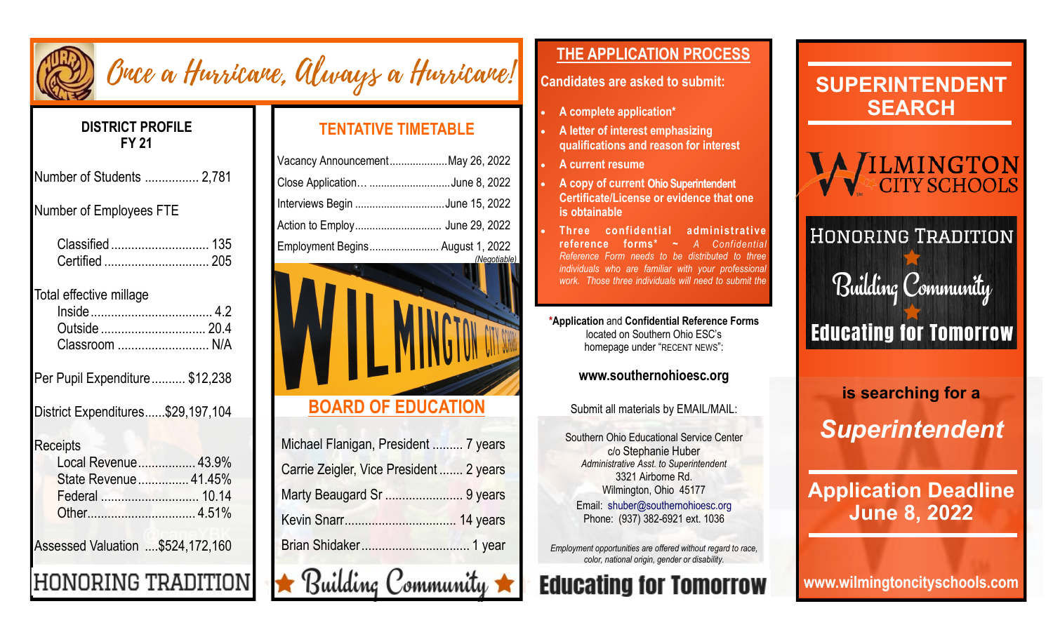# Once a Hurricane, Always a Hurricane!

## DISTRICT PROFILE FY 21

| | |
|---|---|
| Number of Students | 2,781 |
| Number of Employees FTE | |
| Classified | 135 |
| Certified | 205 |
| Total effective millage | |
| Inside | 4.2 |
| Outside | 20.4 |
| Classroom | N/A |
| Per Pupil Expenditure | $12,238 |
| District Expenditures | $29,197,104 |
| Receipts | |
| Local Revenue | 43.9% |
| State Revenue | 41.45% |
| Federal | 10.14 |
| Other | 4.51% |
| Assessed Valuation | $524,172,160 |

HONORING TRADITION

## TENTATIVE TIMETABLE

| | |
|---|---|
| Vacancy Announcement | May 26, 2022 |
| Close Application… | June 8, 2022 |
| Interviews Begin | June 15, 2022 |
| Action to Employ | June 29, 2022 |
| Employment Begins | August 1, 2022 (Negotiable) |

## BOARD OF EDUCATION

| | |
|---|---|
| Michael Flanigan, President | 7 years |
| Carrie Zeigler, Vice President | 2 years |
| Marty Beaugard Sr | 9 years |
| Kevin Snarr | 14 years |
| Brian Shidaker | 1 year |

★ Building Community ★

## THE APPLICATION PROCESS

**Candidates are asked to submit:**

- **A complete application***
- **A letter of interest emphasizing qualifications and reason for interest**
- **A current resume**
- **A copy of current Ohio Superintendent Certificate/License or evidence that one is obtainable**
- **Three confidential administrative reference forms*** ~ *A Confidential Reference Form needs to be distributed to three individuals who are familiar with your professional work. Those three individuals will need to submit the*

***Application** and **Confidential Reference Forms** located on Southern Ohio ESC's homepage under "RECENT NEWS":

**www.southernohioesc.org**

Submit all materials by EMAIL/MAIL:

Southern Ohio Educational Service Center
c/o Stephanie Huber
*Administrative Asst. to Superintendent*
3321 Airborne Rd.
Wilmington, Ohio 45177
Email: shuber@southernohioesc.org
Phone: (937) 382-6921 ext. 1036

*Employment opportunities are offered without regard to race, color, national origin, gender or disability.*

**Educating for Tomorrow**

# SUPERINTENDENT SEARCH

WILMINGTON CITY SCHOOLS

HONORING TRADITION
Building Community
Educating for Tomorrow

**is searching for a**

## *Superintendent*

## Application Deadline June 8, 2022

**www.wilmingtoncityschools.com**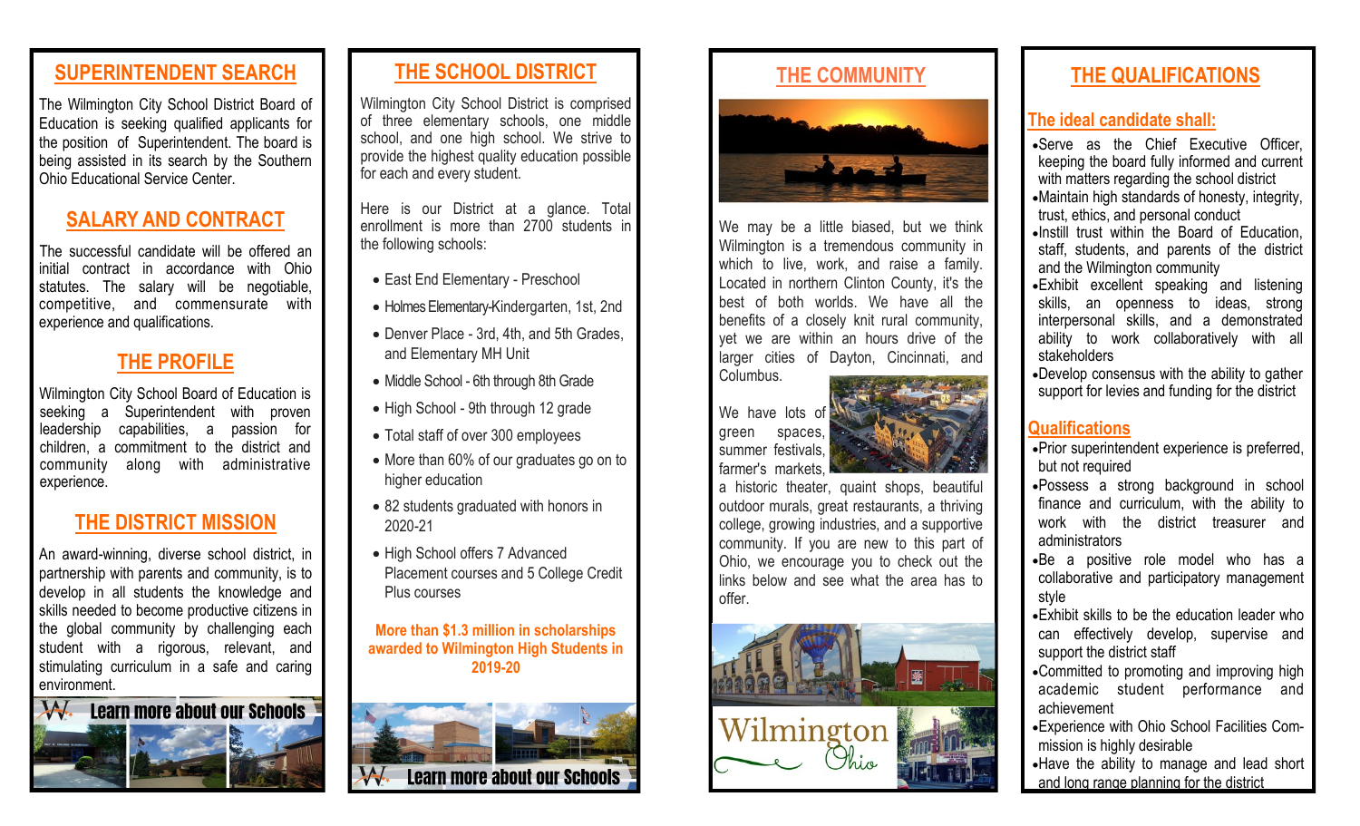## SUPERINTENDENT SEARCH

The Wilmington City School District Board of Education is seeking qualified applicants for the position of Superintendent. The board is being assisted in its search by the Southern Ohio Educational Service Center.

## SALARY AND CONTRACT

The successful candidate will be offered an initial contract in accordance with Ohio statutes. The salary will be negotiable, competitive, and commensurate with experience and qualifications.

## THE PROFILE

Wilmington City School Board of Education is seeking a Superintendent with proven leadership capabilities, a passion for children, a commitment to the district and community along with administrative experience.

## THE DISTRICT MISSION

An award-winning, diverse school district, in partnership with parents and community, is to develop in all students the knowledge and skills needed to become productive citizens in the global community by challenging each student with a rigorous, relevant, and stimulating curriculum in a safe and caring environment.

Learn more about our Schools

## THE SCHOOL DISTRICT

Wilmington City School District is comprised of three elementary schools, one middle school, and one high school. We strive to provide the highest quality education possible for each and every student.

Here is our District at a glance. Total enrollment is more than 2700 students in the following schools:

- East End Elementary - Preschool
- Holmes Elementary-Kindergarten, 1st, 2nd
- Denver Place - 3rd, 4th, and 5th Grades, and Elementary MH Unit
- Middle School - 6th through 8th Grade
- High School - 9th through 12 grade
- Total staff of over 300 employees
- More than 60% of our graduates go on to higher education
- 82 students graduated with honors in 2020-21
- High School offers 7 Advanced Placement courses and 5 College Credit Plus courses

**More than $1.3 million in scholarships awarded to Wilmington High Students in 2019-20**

Learn more about our Schools

## THE COMMUNITY

We may be a little biased, but we think Wilmington is a tremendous community in which to live, work, and raise a family. Located in northern Clinton County, it's the best of both worlds. We have all the benefits of a closely knit rural community, yet we are within an hours drive of the larger cities of Dayton, Cincinnati, and Columbus.

We have lots of green spaces, summer festivals, farmer's markets, a historic theater, quaint shops, beautiful outdoor murals, great restaurants, a thriving college, growing industries, and a supportive community. If you are new to this part of Ohio, we encourage you to check out the links below and see what the area has to offer.

Wilmington Ohio

## THE QUALIFICATIONS

### The ideal candidate shall:

- Serve as the Chief Executive Officer, keeping the board fully informed and current with matters regarding the school district
- Maintain high standards of honesty, integrity, trust, ethics, and personal conduct
- Instill trust within the Board of Education, staff, students, and parents of the district and the Wilmington community
- Exhibit excellent speaking and listening skills, an openness to ideas, strong interpersonal skills, and a demonstrated ability to work collaboratively with all stakeholders
- Develop consensus with the ability to gather support for levies and funding for the district

### Qualifications

- Prior superintendent experience is preferred, but not required
- Possess a strong background in school finance and curriculum, with the ability to work with the district treasurer and administrators
- Be a positive role model who has a collaborative and participatory management style
- Exhibit skills to be the education leader who can effectively develop, supervise and support the district staff
- Committed to promoting and improving high academic student performance and achievement
- Experience with Ohio School Facilities Commission is highly desirable
- Have the ability to manage and lead short and long range planning for the district